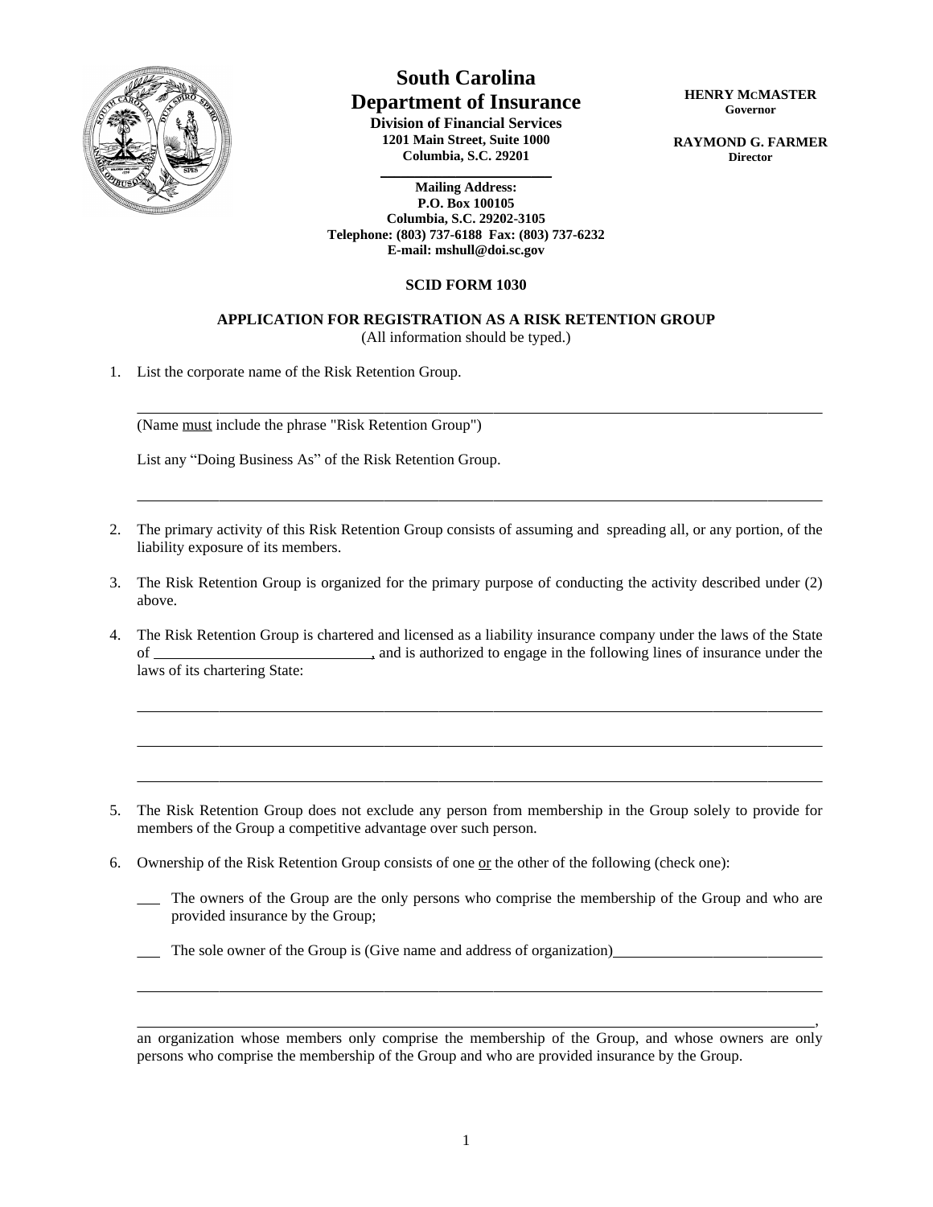# South Carolina Department of Insurance

**Division of Financial Services**
**1201 Main Street, Suite 1000**
**Columbia, S.C. 29201**

**Mailing Address:**
**P.O. Box 100105**
**Columbia, S.C. 29202-3105**
**Telephone: (803) 737-6188 Fax: (803) 737-6232**
**E-mail: mshull@doi.sc.gov**

**HENRY McMASTER**
**Governor**

**RAYMOND G. FARMER**
**Director**

## SCID FORM 1030

## APPLICATION FOR REGISTRATION AS A RISK RETENTION GROUP

(All information should be typed.)

1. List the corporate name of the Risk Retention Group.

   ______________________________________________________________________________

   (Name must include the phrase "Risk Retention Group")

   List any "Doing Business As" of the Risk Retention Group.

   ______________________________________________________________________________

2. The primary activity of this Risk Retention Group consists of assuming and spreading all, or any portion, of the liability exposure of its members.

3. The Risk Retention Group is organized for the primary purpose of conducting the activity described under (2) above.

4. The Risk Retention Group is chartered and licensed as a liability insurance company under the laws of the State of ____________________________, and is authorized to engage in the following lines of insurance under the laws of its chartering State:

   ______________________________________________________________________________

   ______________________________________________________________________________

   ______________________________________________________________________________

5. The Risk Retention Group does not exclude any person from membership in the Group solely to provide for members of the Group a competitive advantage over such person.

6. Ownership of the Risk Retention Group consists of one or the other of the following (check one):

   ___ The owners of the Group are the only persons who comprise the membership of the Group and who are provided insurance by the Group;

   ___ The sole owner of the Group is (Give name and address of organization)____________________________

   ______________________________________________________________________________

   ______________________________________________________________________________,
   an organization whose members only comprise the membership of the Group, and whose owners are only persons who comprise the membership of the Group and who are provided insurance by the Group.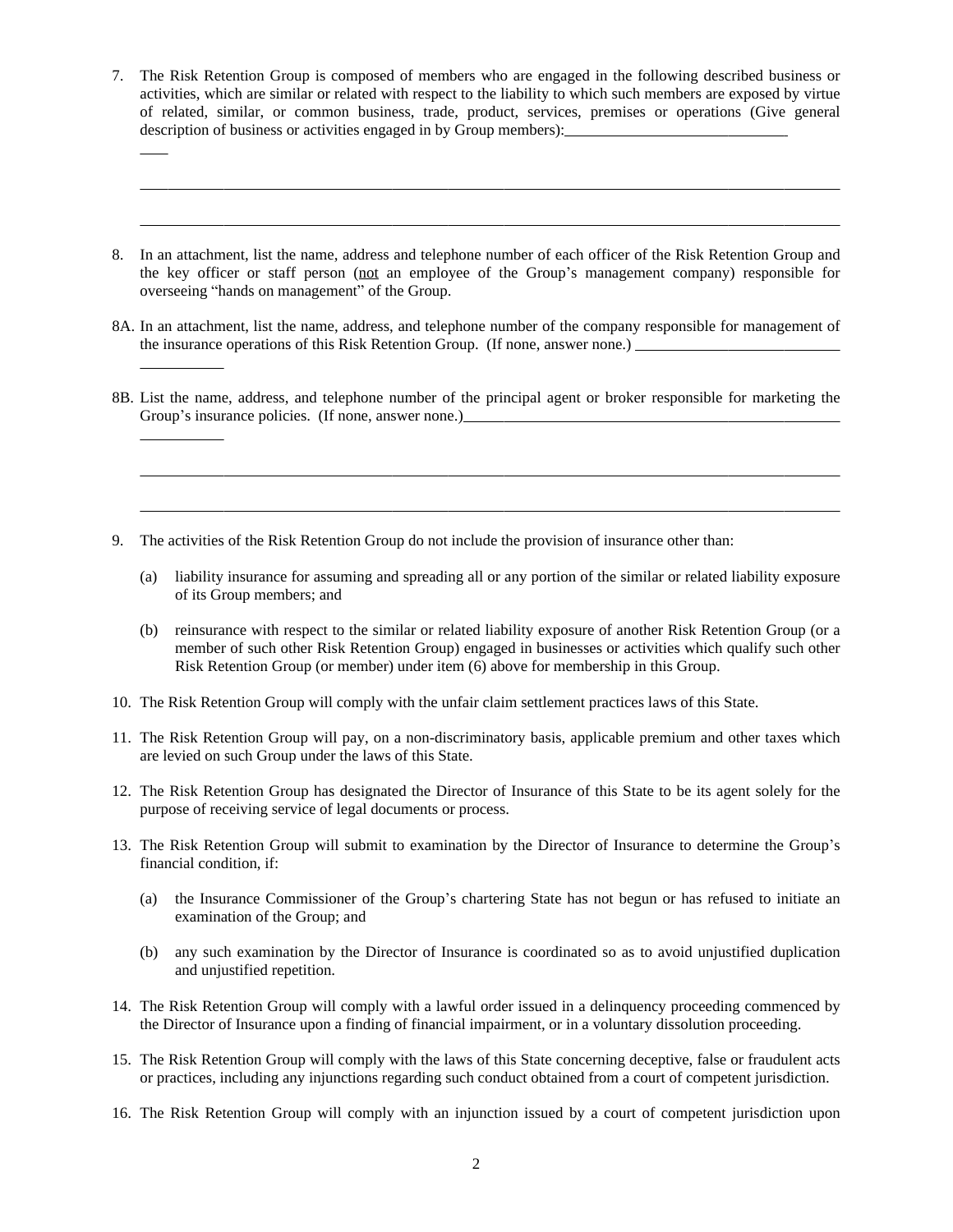7. The Risk Retention Group is composed of members who are engaged in the following described business or activities, which are similar or related with respect to the liability to which such members are exposed by virtue of related, similar, or common business, trade, product, services, premises or operations (Give general description of business or activities engaged in by Group members):_____________________________ ____

   ______________________________________________________________________________________________

   ______________________________________________________________________________________________

8. In an attachment, list the name, address and telephone number of each officer of the Risk Retention Group and the key officer or staff person (<u>not</u> an employee of the Group's management company) responsible for overseeing "hands on management" of the Group.

8A. In an attachment, list the name, address, and telephone number of the company responsible for management of the insurance operations of this Risk Retention Group. (If none, answer none.) __________________________ __________

8B. List the name, address, and telephone number of the principal agent or broker responsible for marketing the Group's insurance policies. (If none, answer none.)___________________________________________________ __________

   ______________________________________________________________________________________________

   ______________________________________________________________________________________________

9. The activities of the Risk Retention Group do not include the provision of insurance other than:

   (a) liability insurance for assuming and spreading all or any portion of the similar or related liability exposure of its Group members; and

   (b) reinsurance with respect to the similar or related liability exposure of another Risk Retention Group (or a member of such other Risk Retention Group) engaged in businesses or activities which qualify such other Risk Retention Group (or member) under item (6) above for membership in this Group.

10. The Risk Retention Group will comply with the unfair claim settlement practices laws of this State.

11. The Risk Retention Group will pay, on a non-discriminatory basis, applicable premium and other taxes which are levied on such Group under the laws of this State.

12. The Risk Retention Group has designated the Director of Insurance of this State to be its agent solely for the purpose of receiving service of legal documents or process.

13. The Risk Retention Group will submit to examination by the Director of Insurance to determine the Group's financial condition, if:

   (a) the Insurance Commissioner of the Group's chartering State has not begun or has refused to initiate an examination of the Group; and

   (b) any such examination by the Director of Insurance is coordinated so as to avoid unjustified duplication and unjustified repetition.

14. The Risk Retention Group will comply with a lawful order issued in a delinquency proceeding commenced by the Director of Insurance upon a finding of financial impairment, or in a voluntary dissolution proceeding.

15. The Risk Retention Group will comply with the laws of this State concerning deceptive, false or fraudulent acts or practices, including any injunctions regarding such conduct obtained from a court of competent jurisdiction.

16. The Risk Retention Group will comply with an injunction issued by a court of competent jurisdiction upon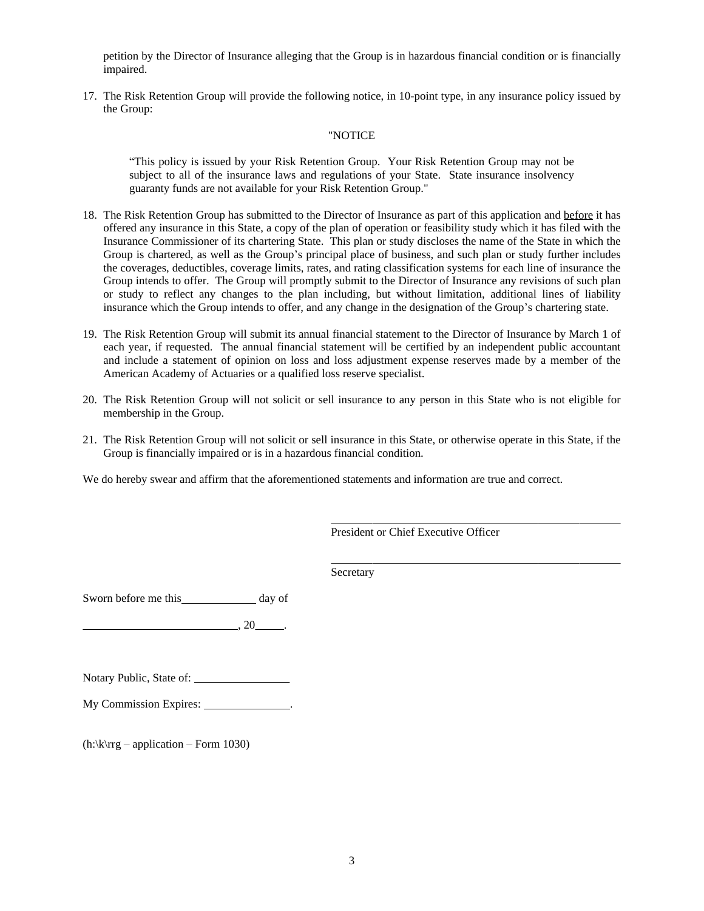petition by the Director of Insurance alleging that the Group is in hazardous financial condition or is financially impaired.

17. The Risk Retention Group will provide the following notice, in 10-point type, in any insurance policy issued by the Group:

"NOTICE

"This policy is issued by your Risk Retention Group. Your Risk Retention Group may not be subject to all of the insurance laws and regulations of your State. State insurance insolvency guaranty funds are not available for your Risk Retention Group."

18. The Risk Retention Group has submitted to the Director of Insurance as part of this application and <u>before</u> it has offered any insurance in this State, a copy of the plan of operation or feasibility study which it has filed with the Insurance Commissioner of its chartering State. This plan or study discloses the name of the State in which the Group is chartered, as well as the Group's principal place of business, and such plan or study further includes the coverages, deductibles, coverage limits, rates, and rating classification systems for each line of insurance the Group intends to offer. The Group will promptly submit to the Director of Insurance any revisions of such plan or study to reflect any changes to the plan including, but without limitation, additional lines of liability insurance which the Group intends to offer, and any change in the designation of the Group's chartering state.

19. The Risk Retention Group will submit its annual financial statement to the Director of Insurance by March 1 of each year, if requested. The annual financial statement will be certified by an independent public accountant and include a statement of opinion on loss and loss adjustment expense reserves made by a member of the American Academy of Actuaries or a qualified loss reserve specialist.

20. The Risk Retention Group will not solicit or sell insurance to any person in this State who is not eligible for membership in the Group.

21. The Risk Retention Group will not solicit or sell insurance in this State, or otherwise operate in this State, if the Group is financially impaired or is in a hazardous financial condition.

We do hereby swear and affirm that the aforementioned statements and information are true and correct.

\_\_\_\_\_\_\_\_\_\_\_\_\_\_\_\_\_\_\_\_\_\_\_\_\_\_\_\_\_\_\_\_\_\_\_\_\_\_\_\_\_\_\_\_\_\_\_\_
President or Chief Executive Officer

\_\_\_\_\_\_\_\_\_\_\_\_\_\_\_\_\_\_\_\_\_\_\_\_\_\_\_\_\_\_\_\_\_\_\_\_\_\_\_\_\_\_\_\_\_\_\_\_
Secretary

Sworn before me this\_\_\_\_\_\_\_\_\_\_\_\_\_ day of

\_\_\_\_\_\_\_\_\_\_\_\_\_\_\_\_\_\_\_\_\_\_\_\_\_\_\_, 20\_\_\_\_\_.

Notary Public, State of: \_\_\_\_\_\_\_\_\_\_\_\_\_\_\_\_\_

My Commission Expires: \_\_\_\_\_\_\_\_\_\_\_\_\_\_\_.

(h:\k\rrg – application – Form 1030)